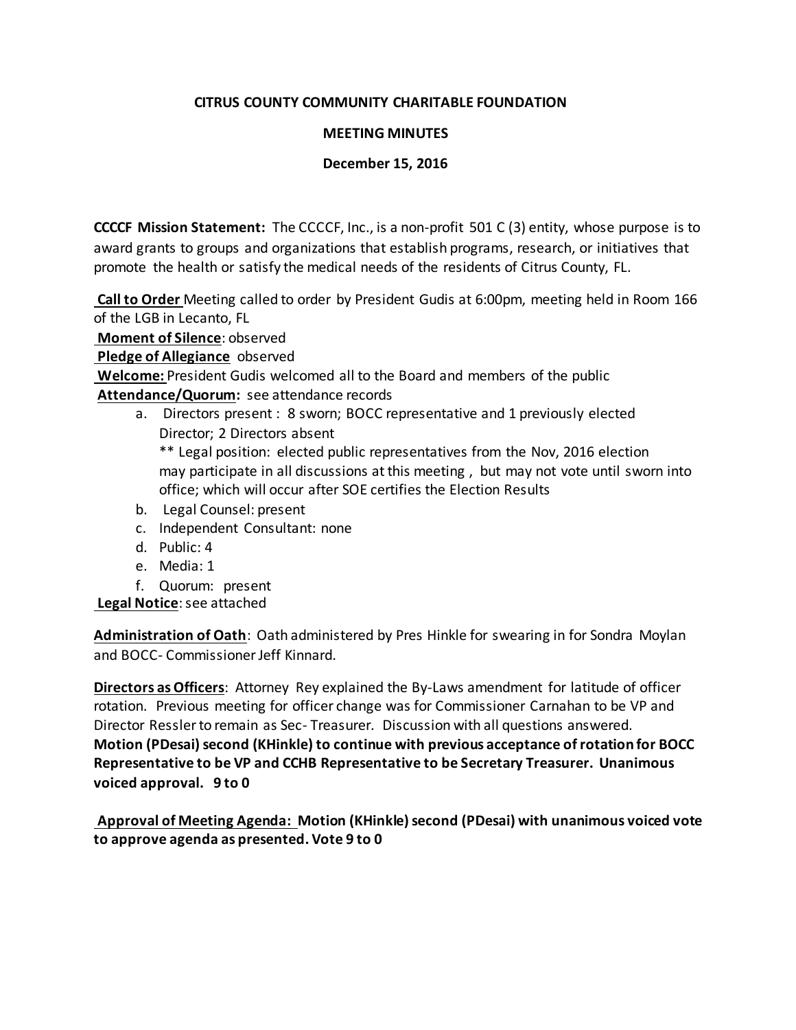**CITRUS COUNTY COMMUNITY CHARITABLE FOUNDATION**

**MEETING MINUTES**

**December 15, 2016**

**CCCCF Mission Statement:** The CCCCF, Inc., is a non-profit 501 C (3) entity, whose purpose is to award grants to groups and organizations that establish programs, research, or initiatives that promote the health or satisfy the medical needs of the residents of Citrus County, FL.

**Call to Order** Meeting called to order by President Gudis at 6:00pm, meeting held in Room 166 of the LGB in Lecanto, FL

**Moment of Silence**: observed

**Pledge of Allegiance** observed

**Welcome:** President Gudis welcomed all to the Board and members of the public

**Attendance/Quorum:** see attendance records

a. Directors present : 8 sworn; BOCC representative and 1 previously elected Director; 2 Directors absent

** Legal position: elected public representatives from the Nov, 2016 election may participate in all discussions at this meeting , but may not vote until sworn into office; which will occur after SOE certifies the Election Results

b. Legal Counsel: present

c. Independent Consultant: none

d. Public: 4

e. Media: 1

f. Quorum: present

**Legal Notice**: see attached

**Administration of Oath**: Oath administered by Pres Hinkle for swearing in for Sondra Moylan and BOCC- Commissioner Jeff Kinnard.

**Directors as Officers**: Attorney Rey explained the By-Laws amendment for latitude of officer rotation. Previous meeting for officer change was for Commissioner Carnahan to be VP and Director Ressler to remain as Sec- Treasurer. Discussion with all questions answered. **Motion (PDesai) second (KHinkle) to continue with previous acceptance of rotation for BOCC Representative to be VP and CCHB Representative to be Secretary Treasurer. Unanimous voiced approval. 9 to 0**

**Approval of Meeting Agenda: Motion (KHinkle) second (PDesai) with unanimous voiced vote to approve agenda as presented. Vote 9 to 0**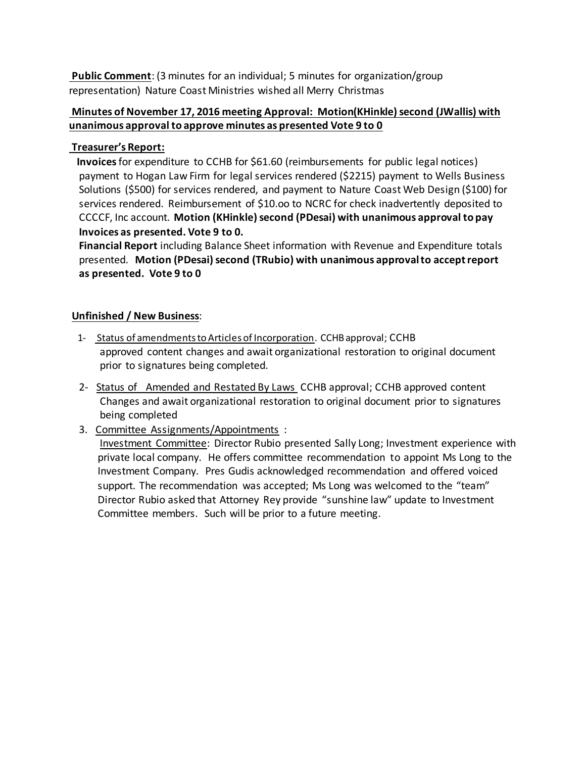**Public Comment**: (3 minutes for an individual; 5 minutes for organization/group representation) Nature Coast Ministries wished all Merry Christmas

**Minutes of November 17, 2016 meeting Approval: Motion(KHinkle) second (JWallis) with unanimous approval to approve minutes as presented Vote 9 to 0**

**Treasurer's Report:**

**Invoices** for expenditure to CCHB for $61.60 (reimbursements for public legal notices) payment to Hogan Law Firm for legal services rendered ($2215) payment to Wells Business Solutions ($500) for services rendered, and payment to Nature Coast Web Design ($100) for services rendered. Reimbursement of $10.oo to NCRC for check inadvertently deposited to CCCCF, Inc account. **Motion (KHinkle) second (PDesai) with unanimous approval to pay Invoices as presented. Vote 9 to 0.**

**Financial Report** including Balance Sheet information with Revenue and Expenditure totals presented. **Motion (PDesai) second (TRubio) with unanimous approval to accept report as presented. Vote 9 to 0**

**Unfinished / New Business**:

1- Status of amendments to Articles of Incorporation. CCHB approval; CCHB approved content changes and await organizational restoration to original document prior to signatures being completed.

2- Status of Amended and Restated By Laws CCHB approval; CCHB approved content Changes and await organizational restoration to original document prior to signatures being completed

3. Committee Assignments/Appointments :
   Investment Committee: Director Rubio presented Sally Long; Investment experience with private local company. He offers committee recommendation to appoint Ms Long to the Investment Company. Pres Gudis acknowledged recommendation and offered voiced support. The recommendation was accepted; Ms Long was welcomed to the "team" Director Rubio asked that Attorney Rey provide "sunshine law" update to Investment Committee members. Such will be prior to a future meeting.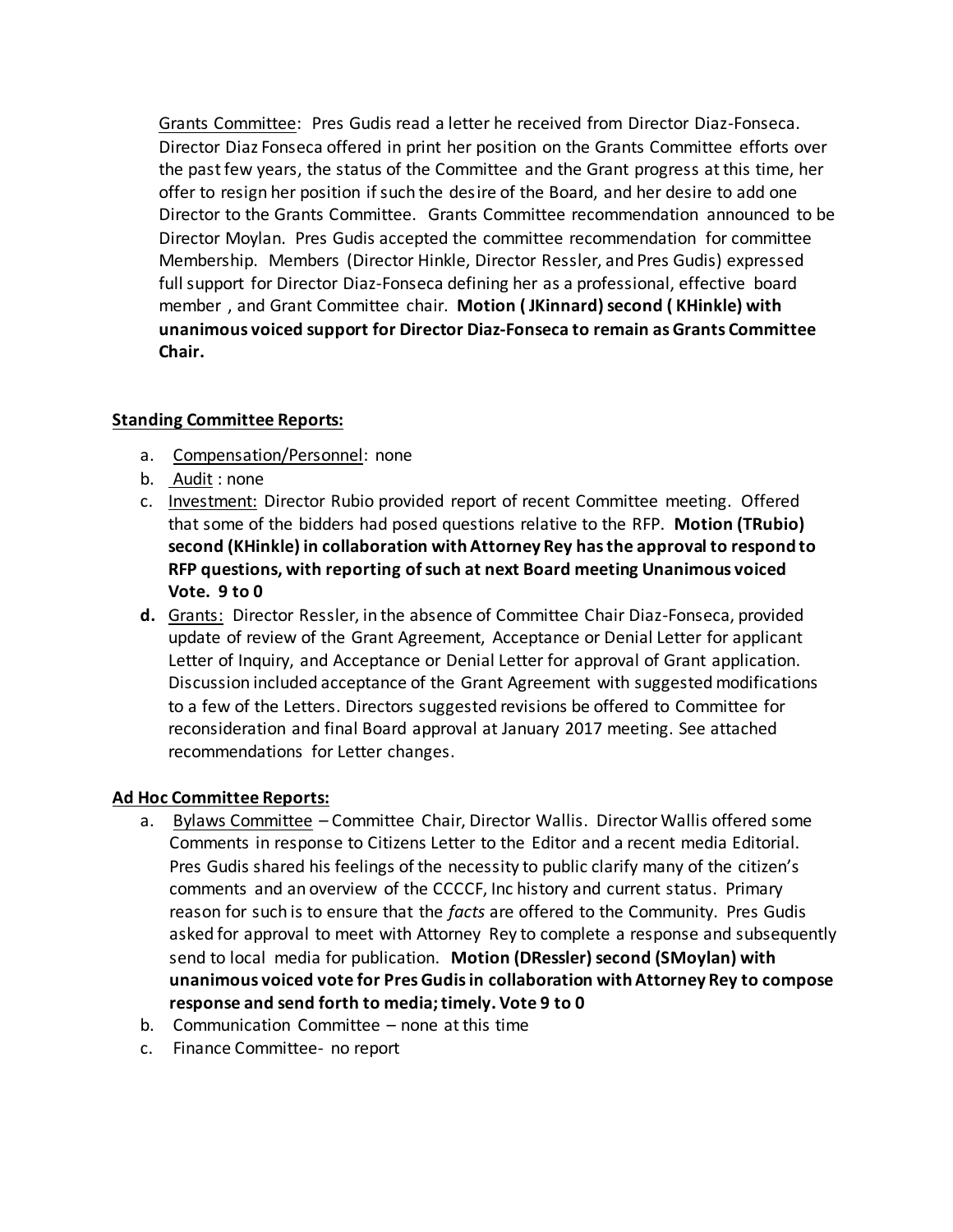Grants Committee: Pres Gudis read a letter he received from Director Diaz-Fonseca. Director Diaz Fonseca offered in print her position on the Grants Committee efforts over the past few years, the status of the Committee and the Grant progress at this time, her offer to resign her position if such the desire of the Board, and her desire to add one Director to the Grants Committee. Grants Committee recommendation announced to be Director Moylan. Pres Gudis accepted the committee recommendation for committee Membership. Members (Director Hinkle, Director Ressler, and Pres Gudis) expressed full support for Director Diaz-Fonseca defining her as a professional, effective board member , and Grant Committee chair. **Motion ( JKinnard) second ( KHinkle) with unanimous voiced support for Director Diaz-Fonseca to remain as Grants Committee Chair.**

**Standing Committee Reports:**

a. Compensation/Personnel: none
b. Audit : none
c. Investment: Director Rubio provided report of recent Committee meeting. Offered that some of the bidders had posed questions relative to the RFP. **Motion (TRubio) second (KHinkle) in collaboration with Attorney Rey has the approval to respond to RFP questions, with reporting of such at next Board meeting Unanimous voiced Vote. 9 to 0**
d. Grants: Director Ressler, in the absence of Committee Chair Diaz-Fonseca, provided update of review of the Grant Agreement, Acceptance or Denial Letter for applicant Letter of Inquiry, and Acceptance or Denial Letter for approval of Grant application. Discussion included acceptance of the Grant Agreement with suggested modifications to a few of the Letters. Directors suggested revisions be offered to Committee for reconsideration and final Board approval at January 2017 meeting. See attached recommendations for Letter changes.

**Ad Hoc Committee Reports:**

a. Bylaws Committee – Committee Chair, Director Wallis. Director Wallis offered some Comments in response to Citizens Letter to the Editor and a recent media Editorial. Pres Gudis shared his feelings of the necessity to public clarify many of the citizen's comments and an overview of the CCCCF, Inc history and current status. Primary reason for such is to ensure that the *facts* are offered to the Community. Pres Gudis asked for approval to meet with Attorney Rey to complete a response and subsequently send to local media for publication. **Motion (DRessler) second (SMoylan) with unanimous voiced vote for Pres Gudis in collaboration with Attorney Rey to compose response and send forth to media; timely. Vote 9 to 0**
b. Communication Committee – none at this time
c. Finance Committee- no report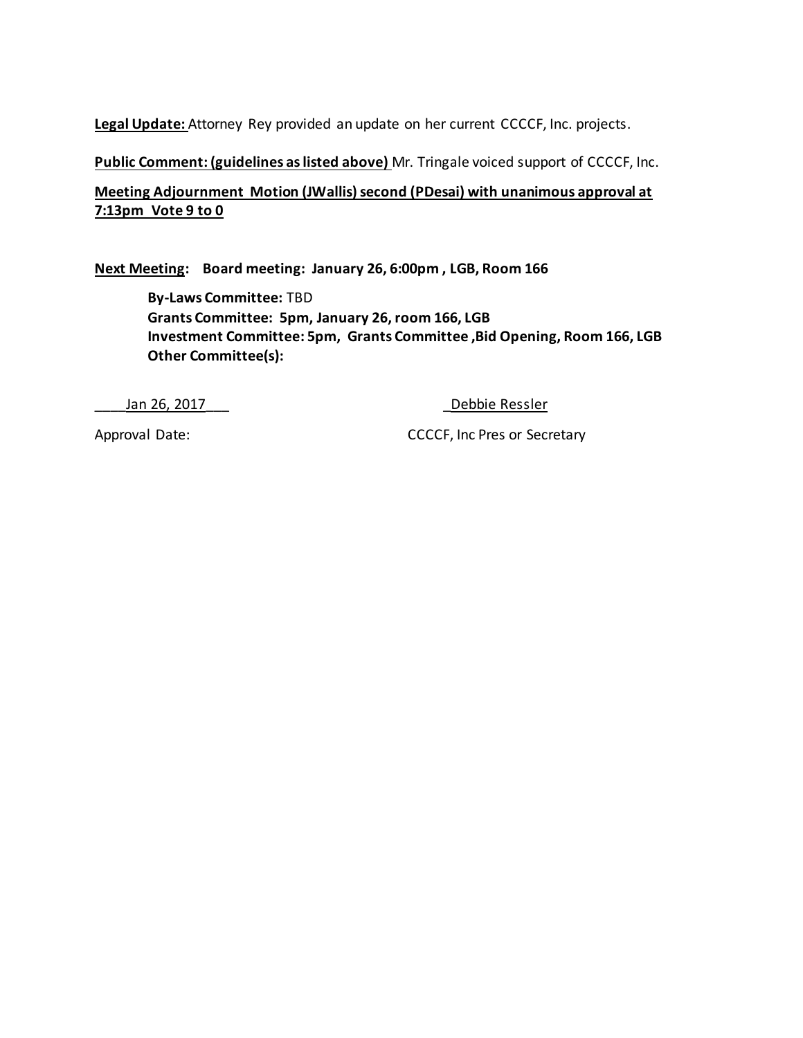**Legal Update:** Attorney Rey provided an update on her current CCCCF, Inc. projects.

**Public Comment: (guidelines as listed above)** Mr. Tringale voiced support of CCCCF, Inc.

**Meeting Adjournment Motion (JWallis) second (PDesai) with unanimous approval at 7:13pm Vote 9 to 0**

**Next Meeting: Board meeting: January 26, 6:00pm , LGB, Room 166**

> **By-Laws Committee:** TBD
> **Grants Committee: 5pm, January 26, room 166, LGB**
> **Investment Committee: 5pm, Grants Committee ,Bid Opening, Room 166, LGB**
> **Other Committee(s):**

____Jan 26, 2017___ _Debbie Ressler

Approval Date: CCCCF, Inc Pres or Secretary